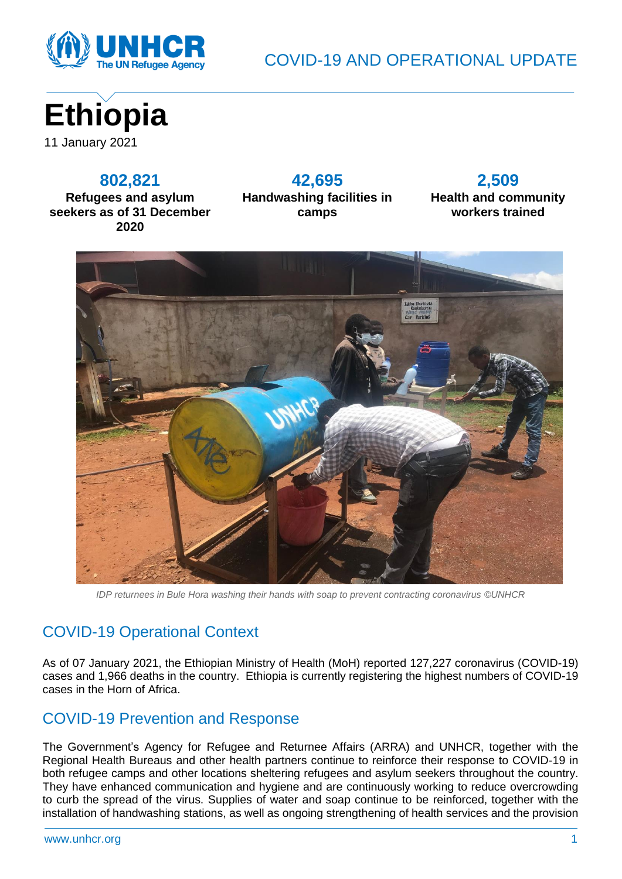COVID-19 AND OPERATIONAL UPDATE

# Ethiopia

11 January 2021

**802,821**
**Refugees and asylum seekers as of 31 December 2020**

**42,695**
**Handwashing facilities in camps**

**2,509**
**Health and community workers trained**

*IDP returnees in Bule Hora washing their hands with soap to prevent contracting coronavirus ©UNHCR*

## COVID-19 Operational Context

As of 07 January 2021, the Ethiopian Ministry of Health (MoH) reported 127,227 coronavirus (COVID-19) cases and 1,966 deaths in the country. Ethiopia is currently registering the highest numbers of COVID-19 cases in the Horn of Africa.

## COVID-19 Prevention and Response

The Government's Agency for Refugee and Returnee Affairs (ARRA) and UNHCR, together with the Regional Health Bureaus and other health partners continue to reinforce their response to COVID-19 in both refugee camps and other locations sheltering refugees and asylum seekers throughout the country. They have enhanced communication and hygiene and are continuously working to reduce overcrowding to curb the spread of the virus. Supplies of water and soap continue to be reinforced, together with the installation of handwashing stations, as well as ongoing strengthening of health services and the provision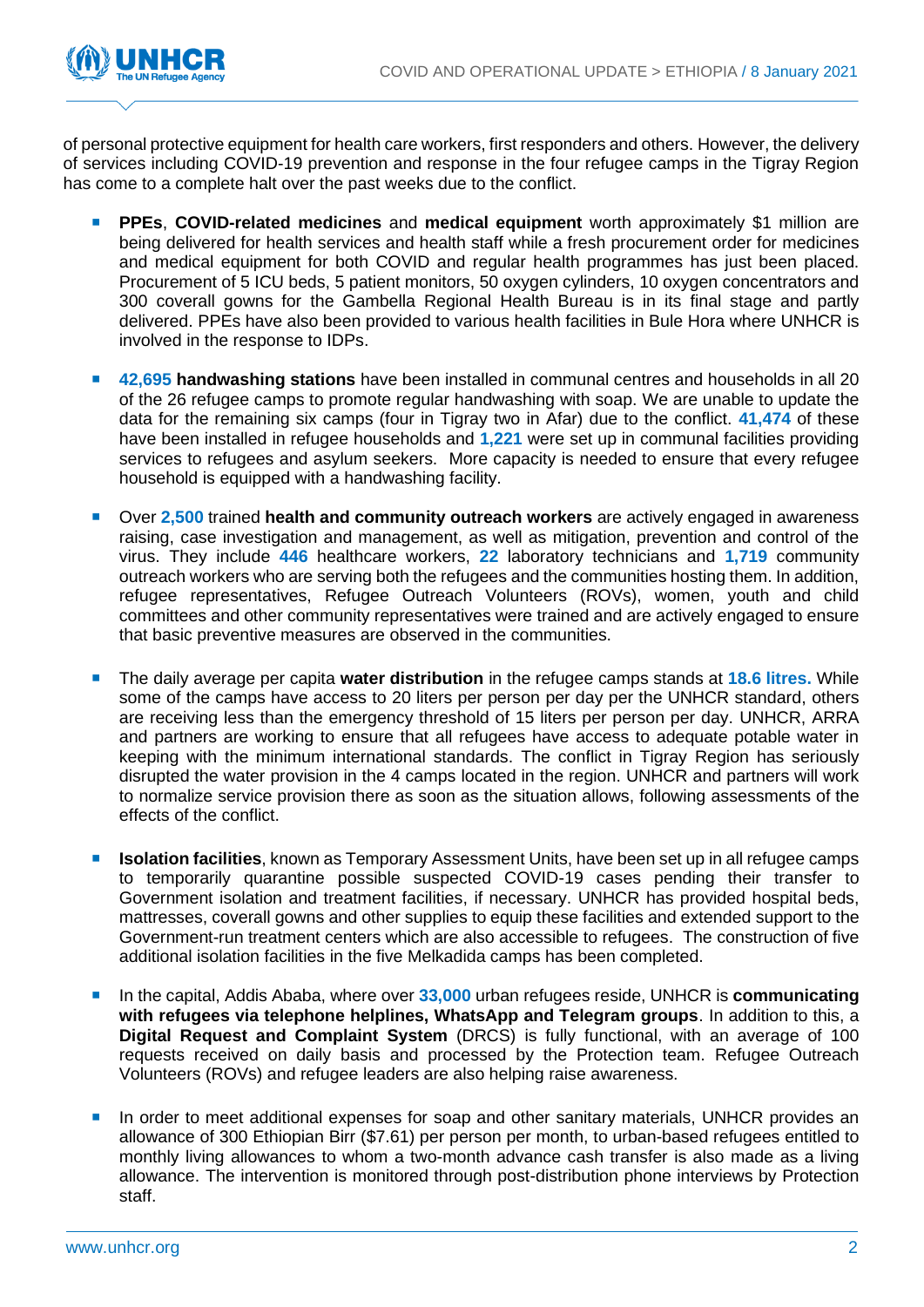of personal protective equipment for health care workers, first responders and others. However, the delivery of services including COVID-19 prevention and response in the four refugee camps in the Tigray Region has come to a complete halt over the past weeks due to the conflict.

- **PPEs**, **COVID-related medicines** and **medical equipment** worth approximately $1 million are being delivered for health services and health staff while a fresh procurement order for medicines and medical equipment for both COVID and regular health programmes has just been placed. Procurement of 5 ICU beds, 5 patient monitors, 50 oxygen cylinders, 10 oxygen concentrators and 300 coverall gowns for the Gambella Regional Health Bureau is in its final stage and partly delivered. PPEs have also been provided to various health facilities in Bule Hora where UNHCR is involved in the response to IDPs.

- **42,695 handwashing stations** have been installed in communal centres and households in all 20 of the 26 refugee camps to promote regular handwashing with soap. We are unable to update the data for the remaining six camps (four in Tigray two in Afar) due to the conflict. **41,474** of these have been installed in refugee households and **1,221** were set up in communal facilities providing services to refugees and asylum seekers. More capacity is needed to ensure that every refugee household is equipped with a handwashing facility.

- Over **2,500** trained **health and community outreach workers** are actively engaged in awareness raising, case investigation and management, as well as mitigation, prevention and control of the virus. They include **446** healthcare workers, **22** laboratory technicians and **1,719** community outreach workers who are serving both the refugees and the communities hosting them. In addition, refugee representatives, Refugee Outreach Volunteers (ROVs), women, youth and child committees and other community representatives were trained and are actively engaged to ensure that basic preventive measures are observed in the communities.

- The daily average per capita **water distribution** in the refugee camps stands at **18.6 litres.** While some of the camps have access to 20 liters per person per day per the UNHCR standard, others are receiving less than the emergency threshold of 15 liters per person per day. UNHCR, ARRA and partners are working to ensure that all refugees have access to adequate potable water in keeping with the minimum international standards. The conflict in Tigray Region has seriously disrupted the water provision in the 4 camps located in the region. UNHCR and partners will work to normalize service provision there as soon as the situation allows, following assessments of the effects of the conflict.

- **Isolation facilities**, known as Temporary Assessment Units, have been set up in all refugee camps to temporarily quarantine possible suspected COVID-19 cases pending their transfer to Government isolation and treatment facilities, if necessary. UNHCR has provided hospital beds, mattresses, coverall gowns and other supplies to equip these facilities and extended support to the Government-run treatment centers which are also accessible to refugees. The construction of five additional isolation facilities in the five Melkadida camps has been completed.

- In the capital, Addis Ababa, where over **33,000** urban refugees reside, UNHCR is **communicating with refugees via telephone helplines, WhatsApp and Telegram groups**. In addition to this, a **Digital Request and Complaint System** (DRCS) is fully functional, with an average of 100 requests received on daily basis and processed by the Protection team. Refugee Outreach Volunteers (ROVs) and refugee leaders are also helping raise awareness.

- In order to meet additional expenses for soap and other sanitary materials, UNHCR provides an allowance of 300 Ethiopian Birr ($7.61) per person per month, to urban-based refugees entitled to monthly living allowances to whom a two-month advance cash transfer is also made as a living allowance. The intervention is monitored through post-distribution phone interviews by Protection staff.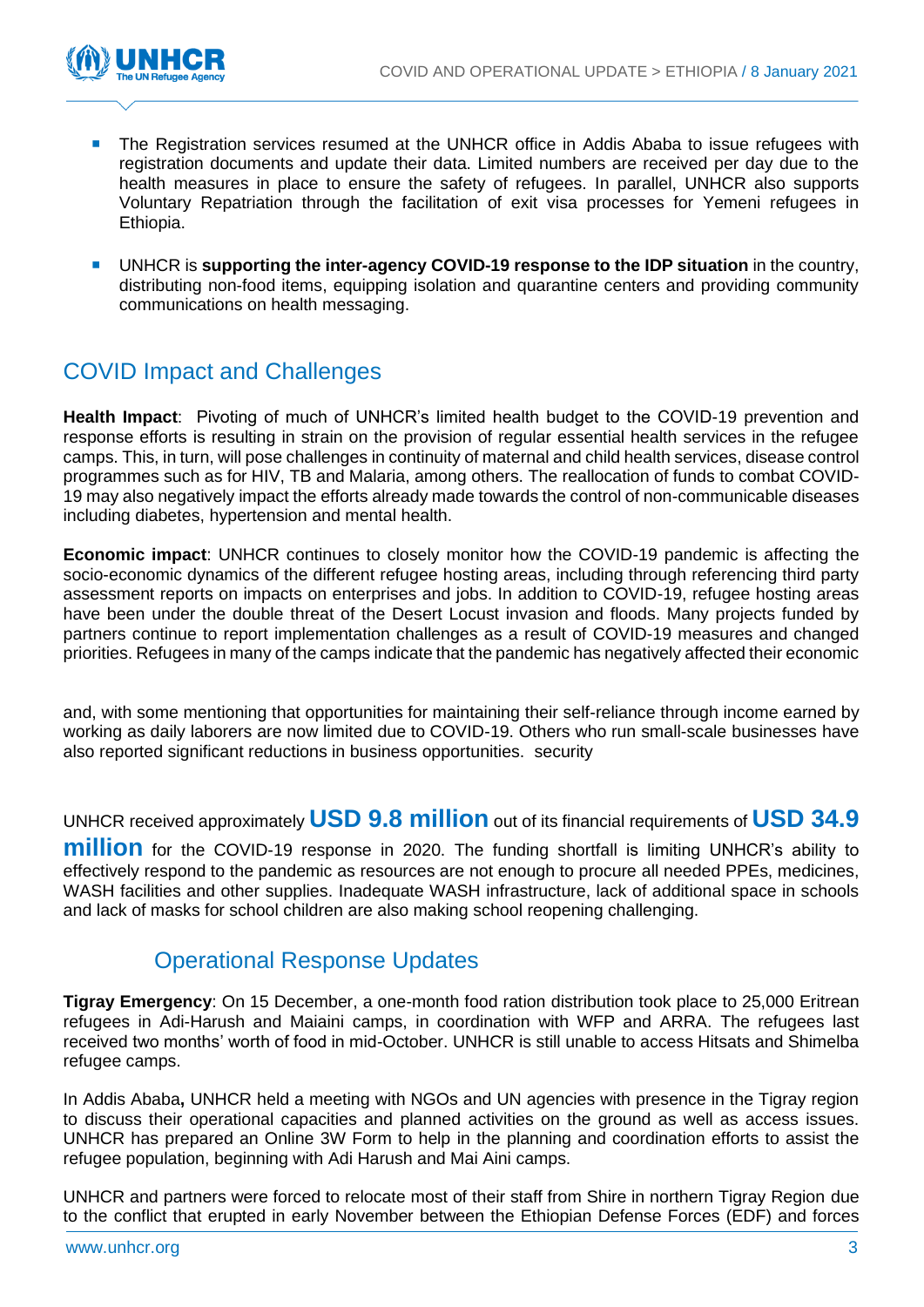- The Registration services resumed at the UNHCR office in Addis Ababa to issue refugees with registration documents and update their data. Limited numbers are received per day due to the health measures in place to ensure the safety of refugees. In parallel, UNHCR also supports Voluntary Repatriation through the facilitation of exit visa processes for Yemeni refugees in Ethiopia.

- UNHCR is **supporting the inter-agency COVID-19 response to the IDP situation** in the country, distributing non-food items, equipping isolation and quarantine centers and providing community communications on health messaging.

## COVID Impact and Challenges

**Health Impact**: Pivoting of much of UNHCR's limited health budget to the COVID-19 prevention and response efforts is resulting in strain on the provision of regular essential health services in the refugee camps. This, in turn, will pose challenges in continuity of maternal and child health services, disease control programmes such as for HIV, TB and Malaria, among others. The reallocation of funds to combat COVID-19 may also negatively impact the efforts already made towards the control of non-communicable diseases including diabetes, hypertension and mental health.

**Economic impact**: UNHCR continues to closely monitor how the COVID-19 pandemic is affecting the socio-economic dynamics of the different refugee hosting areas, including through referencing third party assessment reports on impacts on enterprises and jobs. In addition to COVID-19, refugee hosting areas have been under the double threat of the Desert Locust invasion and floods. Many projects funded by partners continue to report implementation challenges as a result of COVID-19 measures and changed priorities. Refugees in many of the camps indicate that the pandemic has negatively affected their economic

and, with some mentioning that opportunities for maintaining their self-reliance through income earned by working as daily laborers are now limited due to COVID-19. Others who run small-scale businesses have also reported significant reductions in business opportunities. security

UNHCR received approximately **USD 9.8 million** out of its financial requirements of **USD 34.9 million** for the COVID-19 response in 2020. The funding shortfall is limiting UNHCR's ability to effectively respond to the pandemic as resources are not enough to procure all needed PPEs, medicines, WASH facilities and other supplies. Inadequate WASH infrastructure, lack of additional space in schools and lack of masks for school children are also making school reopening challenging.

## Operational Response Updates

**Tigray Emergency**: On 15 December, a one-month food ration distribution took place to 25,000 Eritrean refugees in Adi-Harush and Maiaini camps, in coordination with WFP and ARRA. The refugees last received two months' worth of food in mid-October. UNHCR is still unable to access Hitsats and Shimelba refugee camps.

In Addis Ababa**,** UNHCR held a meeting with NGOs and UN agencies with presence in the Tigray region to discuss their operational capacities and planned activities on the ground as well as access issues. UNHCR has prepared an Online 3W Form to help in the planning and coordination efforts to assist the refugee population, beginning with Adi Harush and Mai Aini camps.

UNHCR and partners were forced to relocate most of their staff from Shire in northern Tigray Region due to the conflict that erupted in early November between the Ethiopian Defense Forces (EDF) and forces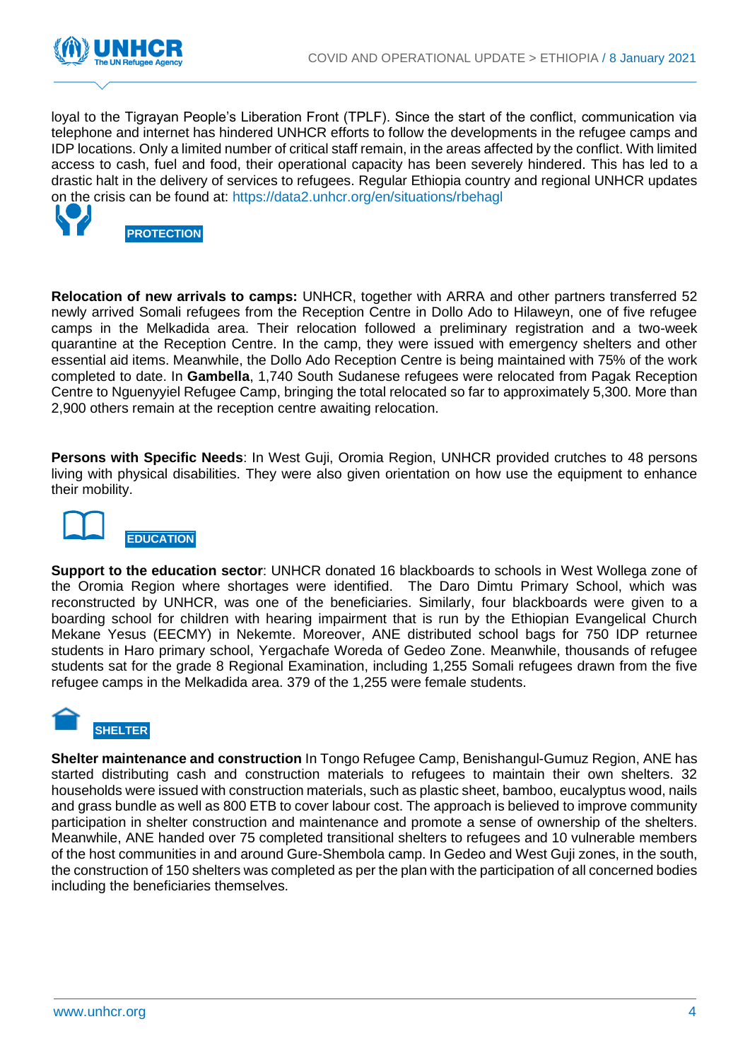loyal to the Tigrayan People's Liberation Front (TPLF). Since the start of the conflict, communication via telephone and internet has hindered UNHCR efforts to follow the developments in the refugee camps and IDP locations. Only a limited number of critical staff remain, in the areas affected by the conflict. With limited access to cash, fuel and food, their operational capacity has been severely hindered. This has led to a drastic halt in the delivery of services to refugees. Regular Ethiopia country and regional UNHCR updates on the crisis can be found at: https://data2.unhcr.org/en/situations/rbehagl

## PROTECTION

**Relocation of new arrivals to camps:** UNHCR, together with ARRA and other partners transferred 52 newly arrived Somali refugees from the Reception Centre in Dollo Ado to Hilaweyn, one of five refugee camps in the Melkadida area. Their relocation followed a preliminary registration and a two-week quarantine at the Reception Centre. In the camp, they were issued with emergency shelters and other essential aid items. Meanwhile, the Dollo Ado Reception Centre is being maintained with 75% of the work completed to date. In **Gambella**, 1,740 South Sudanese refugees were relocated from Pagak Reception Centre to Nguenyyiel Refugee Camp, bringing the total relocated so far to approximately 5,300. More than 2,900 others remain at the reception centre awaiting relocation.

**Persons with Specific Needs**: In West Guji, Oromia Region, UNHCR provided crutches to 48 persons living with physical disabilities. They were also given orientation on how use the equipment to enhance their mobility.

## EDUCATION

**Support to the education sector**: UNHCR donated 16 blackboards to schools in West Wollega zone of the Oromia Region where shortages were identified. The Daro Dimtu Primary School, which was reconstructed by UNHCR, was one of the beneficiaries. Similarly, four blackboards were given to a boarding school for children with hearing impairment that is run by the Ethiopian Evangelical Church Mekane Yesus (EECMY) in Nekemte. Moreover, ANE distributed school bags for 750 IDP returnee students in Haro primary school, Yergachafe Woreda of Gedeo Zone. Meanwhile, thousands of refugee students sat for the grade 8 Regional Examination, including 1,255 Somali refugees drawn from the five refugee camps in the Melkadida area. 379 of the 1,255 were female students.

## SHELTER

**Shelter maintenance and construction** In Tongo Refugee Camp, Benishangul-Gumuz Region, ANE has started distributing cash and construction materials to refugees to maintain their own shelters. 32 households were issued with construction materials, such as plastic sheet, bamboo, eucalyptus wood, nails and grass bundle as well as 800 ETB to cover labour cost. The approach is believed to improve community participation in shelter construction and maintenance and promote a sense of ownership of the shelters. Meanwhile, ANE handed over 75 completed transitional shelters to refugees and 10 vulnerable members of the host communities in and around Gure-Shembola camp. In Gedeo and West Guji zones, in the south, the construction of 150 shelters was completed as per the plan with the participation of all concerned bodies including the beneficiaries themselves.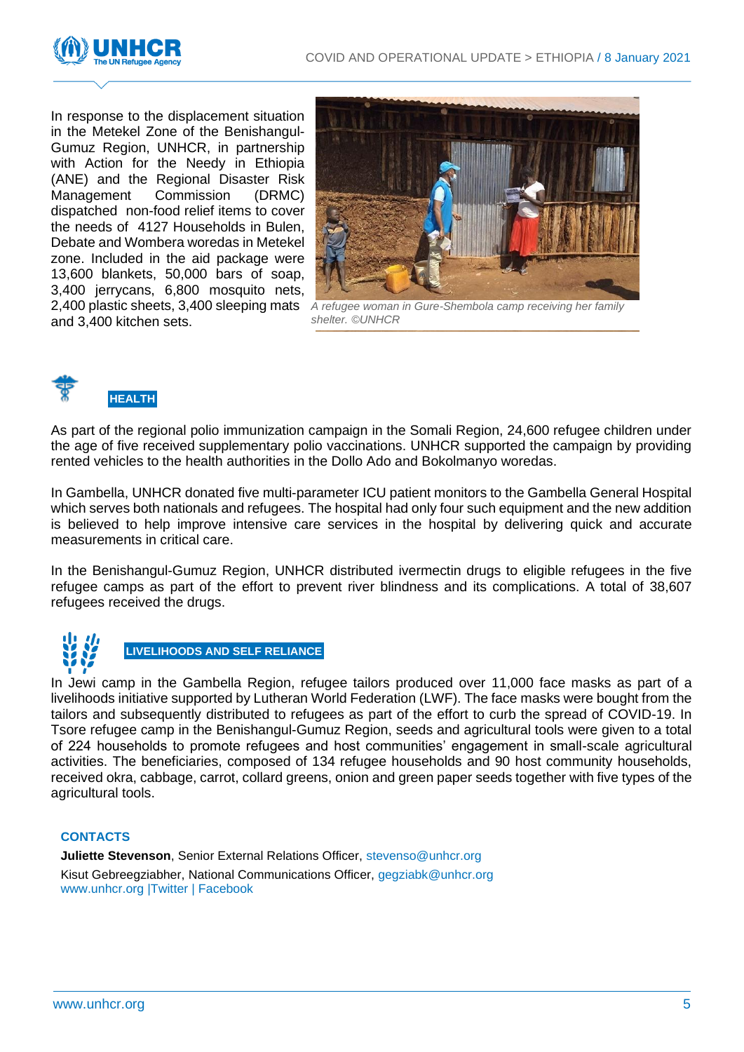In response to the displacement situation in the Metekel Zone of the Benishangul-Gumuz Region, UNHCR, in partnership with Action for the Needy in Ethiopia (ANE) and the Regional Disaster Risk Management Commission (DRMC) dispatched non-food relief items to cover the needs of 4127 Households in Bulen, Debate and Wombera woredas in Metekel zone. Included in the aid package were 13,600 blankets, 50,000 bars of soap, 3,400 jerrycans, 6,800 mosquito nets, 2,400 plastic sheets, 3,400 sleeping mats and 3,400 kitchen sets.

*A refugee woman in Gure-Shembola camp receiving her family shelter. ©UNHCR*

## HEALTH

As part of the regional polio immunization campaign in the Somali Region, 24,600 refugee children under the age of five received supplementary polio vaccinations. UNHCR supported the campaign by providing rented vehicles to the health authorities in the Dollo Ado and Bokolmanyo woredas.

In Gambella, UNHCR donated five multi-parameter ICU patient monitors to the Gambella General Hospital which serves both nationals and refugees. The hospital had only four such equipment and the new addition is believed to help improve intensive care services in the hospital by delivering quick and accurate measurements in critical care.

In the Benishangul-Gumuz Region, UNHCR distributed ivermectin drugs to eligible refugees in the five refugee camps as part of the effort to prevent river blindness and its complications. A total of 38,607 refugees received the drugs.

## LIVELIHOODS AND SELF RELIANCE

In Jewi camp in the Gambella Region, refugee tailors produced over 11,000 face masks as part of a livelihoods initiative supported by Lutheran World Federation (LWF). The face masks were bought from the tailors and subsequently distributed to refugees as part of the effort to curb the spread of COVID-19. In Tsore refugee camp in the Benishangul-Gumuz Region, seeds and agricultural tools were given to a total of 224 households to promote refugees and host communities' engagement in small-scale agricultural activities. The beneficiaries, composed of 134 refugee households and 90 host community households, received okra, cabbage, carrot, collard greens, onion and green paper seeds together with five types of the agricultural tools.

### CONTACTS

**Juliette Stevenson**, Senior External Relations Officer, stevenso@unhcr.org

Kisut Gebreegziabher, National Communications Officer, gegziabk@unhcr.org

www.unhcr.org |Twitter | Facebook